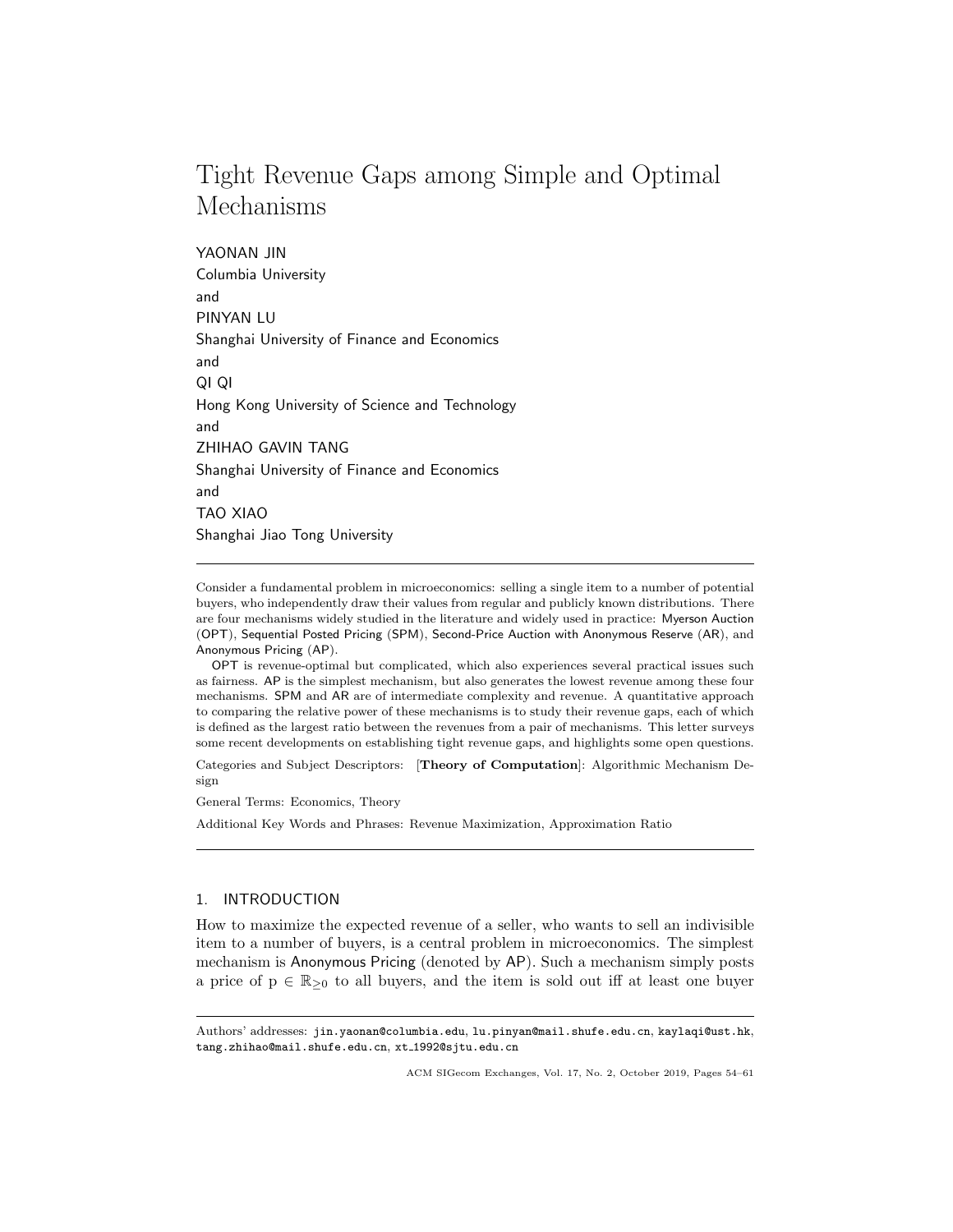# Tight Revenue Gaps among Simple and Optimal Mechanisms

YAONAN JIN
Columbia University
and
PINYAN LU
Shanghai University of Finance and Economics
and
QI QI
Hong Kong University of Science and Technology
and
ZHIHAO GAVIN TANG
Shanghai University of Finance and Economics
and
TAO XIAO
Shanghai Jiao Tong University

---

Consider a fundamental problem in microeconomics: selling a single item to a number of potential buyers, who independently draw their values from regular and publicly known distributions. There are four mechanisms widely studied in the literature and widely used in practice: Myerson Auction (OPT), Sequential Posted Pricing (SPM), Second-Price Auction with Anonymous Reserve (AR), and Anonymous Pricing (AP).

OPT is revenue-optimal but complicated, which also experiences several practical issues such as fairness. AP is the simplest mechanism, but also generates the lowest revenue among these four mechanisms. SPM and AR are of intermediate complexity and revenue. A quantitative approach to comparing the relative power of these mechanisms is to study their revenue gaps, each of which is defined as the largest ratio between the revenues from a pair of mechanisms. This letter surveys some recent developments on establishing tight revenue gaps, and highlights some open questions.

Categories and Subject Descriptors: [**Theory of Computation**]: Algorithmic Mechanism Design

General Terms: Economics, Theory

Additional Key Words and Phrases: Revenue Maximization, Approximation Ratio

---

## 1. INTRODUCTION

How to maximize the expected revenue of a seller, who wants to sell an indivisible item to a number of buyers, is a central problem in microeconomics. The simplest mechanism is Anonymous Pricing (denoted by AP). Such a mechanism simply posts a price of $p \in \mathbb{R}_{\geq 0}$ to all buyers, and the item is sold out iff at least one buyer

---

Authors' addresses: jin.yaonan@columbia.edu, lu.pinyan@mail.shufe.edu.cn, kaylaqi@ust.hk, tang.zhihao@mail.shufe.edu.cn, xt_1992@sjtu.edu.cn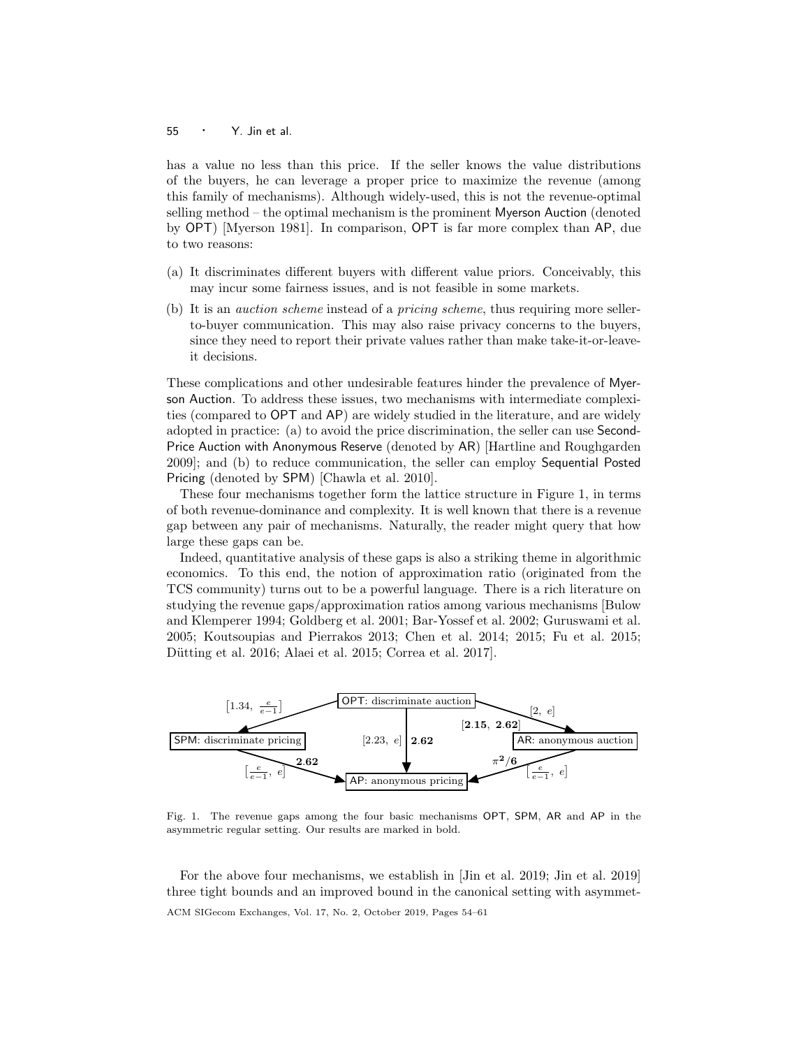has a value no less than this price. If the seller knows the value distributions of the buyers, he can leverage a proper price to maximize the revenue (among this family of mechanisms). Although widely-used, this is not the revenue-optimal selling method – the optimal mechanism is the prominent Myerson Auction (denoted by OPT) [Myerson 1981]. In comparison, OPT is far more complex than AP, due to two reasons:

(a) It discriminates different buyers with different value priors. Conceivably, this may incur some fairness issues, and is not feasible in some markets.

(b) It is an *auction scheme* instead of a *pricing scheme*, thus requiring more seller-to-buyer communication. This may also raise privacy concerns to the buyers, since they need to report their private values rather than make take-it-or-leave-it decisions.

These complications and other undesirable features hinder the prevalence of Myerson Auction. To address these issues, two mechanisms with intermediate complexities (compared to OPT and AP) are widely studied in the literature, and are widely adopted in practice: (a) to avoid the price discrimination, the seller can use Second-Price Auction with Anonymous Reserve (denoted by AR) [Hartline and Roughgarden 2009]; and (b) to reduce communication, the seller can employ Sequential Posted Pricing (denoted by SPM) [Chawla et al. 2010].

These four mechanisms together form the lattice structure in Figure 1, in terms of both revenue-dominance and complexity. It is well known that there is a revenue gap between any pair of mechanisms. Naturally, the reader might query that how large these gaps can be.

Indeed, quantitative analysis of these gaps is also a striking theme in algorithmic economics. To this end, the notion of approximation ratio (originated from the TCS community) turns out to be a powerful language. There is a rich literature on studying the revenue gaps/approximation ratios among various mechanisms [Bulow and Klemperer 1994; Goldberg et al. 2001; Bar-Yossef et al. 2002; Guruswami et al. 2005; Koutsoupias and Pierrakos 2013; Chen et al. 2014; 2015; Fu et al. 2015; Dütting et al. 2016; Alaei et al. 2015; Correa et al. 2017].

OPT: discriminate auction → SPM: discriminate pricing: $[1.34,\ \frac{e}{e-1}]$
OPT: discriminate auction → AR: anonymous auction: $[2,\ e]$ **[2.15, 2.62]**
OPT: discriminate auction → AP: anonymous pricing: $[2.23,\ e]$ **2.62**
SPM: discriminate pricing → AP: anonymous pricing: $[\frac{e}{e-1},\ e]$ **2.62**
AR: anonymous auction → AP: anonymous pricing: $[\frac{e}{e-1},\ e]$ $\boldsymbol{\pi^2/6}$

Fig. 1. The revenue gaps among the four basic mechanisms OPT, SPM, AR and AP in the asymmetric regular setting. Our results are marked in bold.

For the above four mechanisms, we establish in [Jin et al. 2019; Jin et al. 2019] three tight bounds and an improved bound in the canonical setting with asymmet-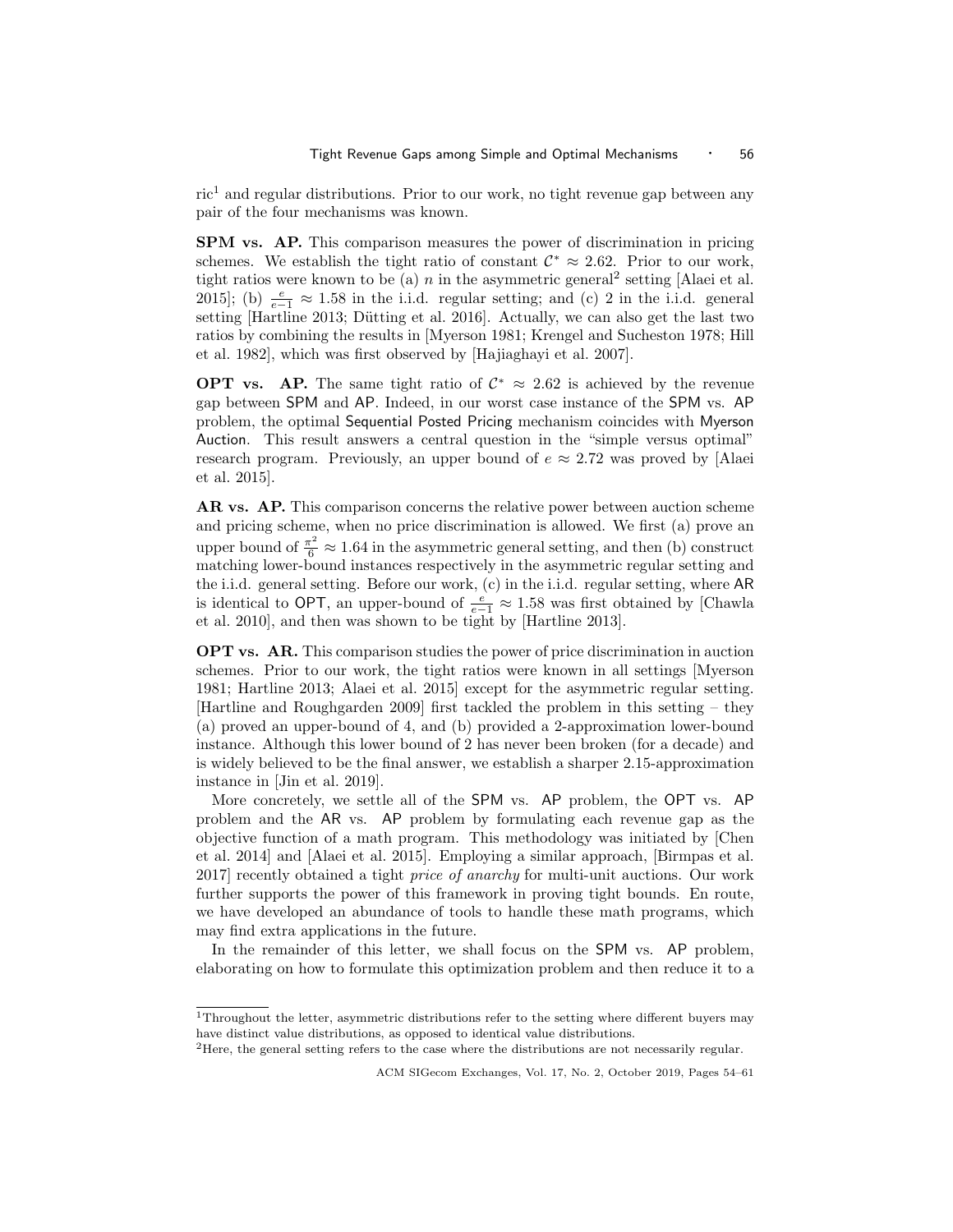ric[1] and regular distributions. Prior to our work, no tight revenue gap between any pair of the four mechanisms was known.

**SPM vs. AP.** This comparison measures the power of discrimination in pricing schemes. We establish the tight ratio of constant $\mathcal{C}^* \approx 2.62$. Prior to our work, tight ratios were known to be (a) $n$ in the asymmetric general[2] setting [Alaei et al. 2015]; (b) $\frac{e}{e-1} \approx 1.58$ in the i.i.d. regular setting; and (c) 2 in the i.i.d. general setting [Hartline 2013; Dütting et al. 2016]. Actually, we can also get the last two ratios by combining the results in [Myerson 1981; Krengel and Sucheston 1978; Hill et al. 1982], which was first observed by [Hajiaghayi et al. 2007].

**OPT vs. AP.** The same tight ratio of $\mathcal{C}^* \approx 2.62$ is achieved by the revenue gap between SPM and AP. Indeed, in our worst case instance of the SPM vs. AP problem, the optimal Sequential Posted Pricing mechanism coincides with Myerson Auction. This result answers a central question in the "simple versus optimal" research program. Previously, an upper bound of $e \approx 2.72$ was proved by [Alaei et al. 2015].

**AR vs. AP.** This comparison concerns the relative power between auction scheme and pricing scheme, when no price discrimination is allowed. We first (a) prove an upper bound of $\frac{\pi^2}{6} \approx 1.64$ in the asymmetric general setting, and then (b) construct matching lower-bound instances respectively in the asymmetric regular setting and the i.i.d. general setting. Before our work, (c) in the i.i.d. regular setting, where AR is identical to OPT, an upper-bound of $\frac{e}{e-1} \approx 1.58$ was first obtained by [Chawla et al. 2010], and then was shown to be tight by [Hartline 2013].

**OPT vs. AR.** This comparison studies the power of price discrimination in auction schemes. Prior to our work, the tight ratios were known in all settings [Myerson 1981; Hartline 2013; Alaei et al. 2015] except for the asymmetric regular setting. [Hartline and Roughgarden 2009] first tackled the problem in this setting – they (a) proved an upper-bound of 4, and (b) provided a 2-approximation lower-bound instance. Although this lower bound of 2 has never been broken (for a decade) and is widely believed to be the final answer, we establish a sharper 2.15-approximation instance in [Jin et al. 2019].

More concretely, we settle all of the SPM vs. AP problem, the OPT vs. AP problem and the AR vs. AP problem by formulating each revenue gap as the objective function of a math program. This methodology was initiated by [Chen et al. 2014] and [Alaei et al. 2015]. Employing a similar approach, [Birmpas et al. 2017] recently obtained a tight *price of anarchy* for multi-unit auctions. Our work further supports the power of this framework in proving tight bounds. En route, we have developed an abundance of tools to handle these math programs, which may find extra applications in the future.

In the remainder of this letter, we shall focus on the SPM vs. AP problem, elaborating on how to formulate this optimization problem and then reduce it to a

---

[1] Throughout the letter, asymmetric distributions refer to the setting where different buyers may have distinct value distributions, as opposed to identical value distributions.

[2] Here, the general setting refers to the case where the distributions are not necessarily regular.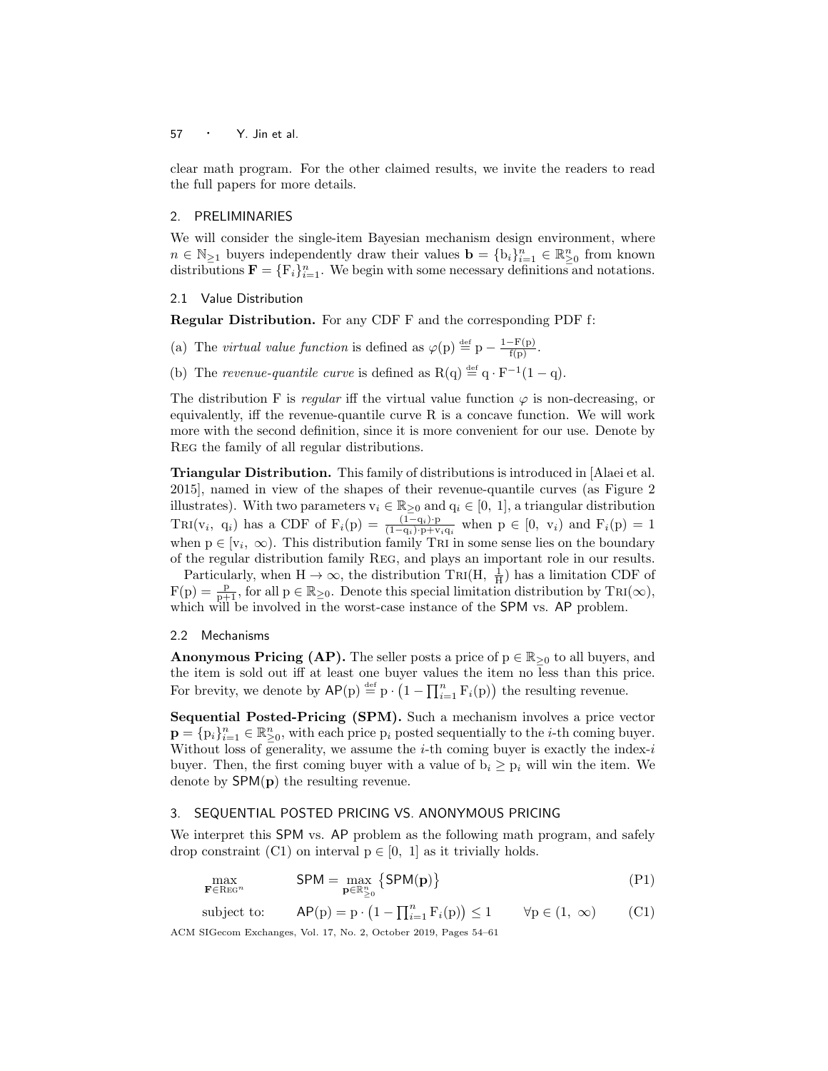clear math program. For the other claimed results, we invite the readers to read the full papers for more details.

## 2. PRELIMINARIES

We will consider the single-item Bayesian mechanism design environment, where $n \in \mathbb{N}_{\geq 1}$ buyers independently draw their values $\mathbf{b} = \{b_i\}_{i=1}^n \in \mathbb{R}_{\geq 0}^n$ from known distributions $\mathbf{F} = \{F_i\}_{i=1}^n$. We begin with some necessary definitions and notations.

### 2.1 Value Distribution

**Regular Distribution.** For any CDF F and the corresponding PDF f:

(a) The *virtual value function* is defined as $\varphi(p) \stackrel{\text{def}}{=} p - \frac{1-F(p)}{f(p)}$.

(b) The *revenue-quantile curve* is defined as $R(q) \stackrel{\text{def}}{=} q \cdot F^{-1}(1-q)$.

The distribution F is *regular* iff the virtual value function $\varphi$ is non-decreasing, or equivalently, iff the revenue-quantile curve R is a concave function. We will work more with the second definition, since it is more convenient for our use. Denote by Reg the family of all regular distributions.

**Triangular Distribution.** This family of distributions is introduced in [Alaei et al. 2015], named in view of the shapes of their revenue-quantile curves (as Figure 2 illustrates). With two parameters $v_i \in \mathbb{R}_{\geq 0}$ and $q_i \in [0,\ 1]$, a triangular distribution $\text{Tri}(v_i,\ q_i)$ has a CDF of $F_i(p) = \frac{(1-q_i)\cdot p}{(1-q_i)\cdot p + v_i q_i}$ when $p \in [0,\ v_i)$ and $F_i(p) = 1$ when $p \in [v_i,\ \infty)$. This distribution family Tri in some sense lies on the boundary of the regular distribution family Reg, and plays an important role in our results.

Particularly, when $H \to \infty$, the distribution $\text{Tri}(H,\ \frac{1}{H})$ has a limitation CDF of $F(p) = \frac{p}{p+1}$, for all $p \in \mathbb{R}_{\geq 0}$. Denote this special limitation distribution by $\text{Tri}(\infty)$, which will be involved in the worst-case instance of the SPM vs. AP problem.

### 2.2 Mechanisms

**Anonymous Pricing (AP).** The seller posts a price of $p \in \mathbb{R}_{\geq 0}$ to all buyers, and the item is sold out iff at least one buyer values the item no less than this price. For brevity, we denote by $\mathsf{AP}(p) \stackrel{\text{def}}{=} p \cdot \left(1 - \prod_{i=1}^n F_i(p)\right)$ the resulting revenue.

**Sequential Posted-Pricing (SPM).** Such a mechanism involves a price vector $\mathbf{p} = \{p_i\}_{i=1}^n \in \mathbb{R}_{\geq 0}^n$, with each price $p_i$ posted sequentially to the $i$-th coming buyer. Without loss of generality, we assume the $i$-th coming buyer is exactly the index-$i$ buyer. Then, the first coming buyer with a value of $b_i \geq p_i$ will win the item. We denote by $\mathsf{SPM}(\mathbf{p})$ the resulting revenue.

## 3. SEQUENTIAL POSTED PRICING VS. ANONYMOUS PRICING

We interpret this SPM vs. AP problem as the following math program, and safely drop constraint (C1) on interval $p \in [0,\ 1]$ as it trivially holds.

$$\max_{\mathbf{F} \in \text{Reg}^n} \qquad \mathsf{SPM} = \max_{\mathbf{p} \in \mathbb{R}_{\geq 0}^n} \left\{ \mathsf{SPM}(\mathbf{p}) \right\} \tag{P1}$$

$$\text{subject to:} \qquad \mathsf{AP}(p) = p \cdot \left(1 - \textstyle\prod_{i=1}^n F_i(p)\right) \leq 1 \qquad \forall p \in (1,\ \infty) \tag{C1}$$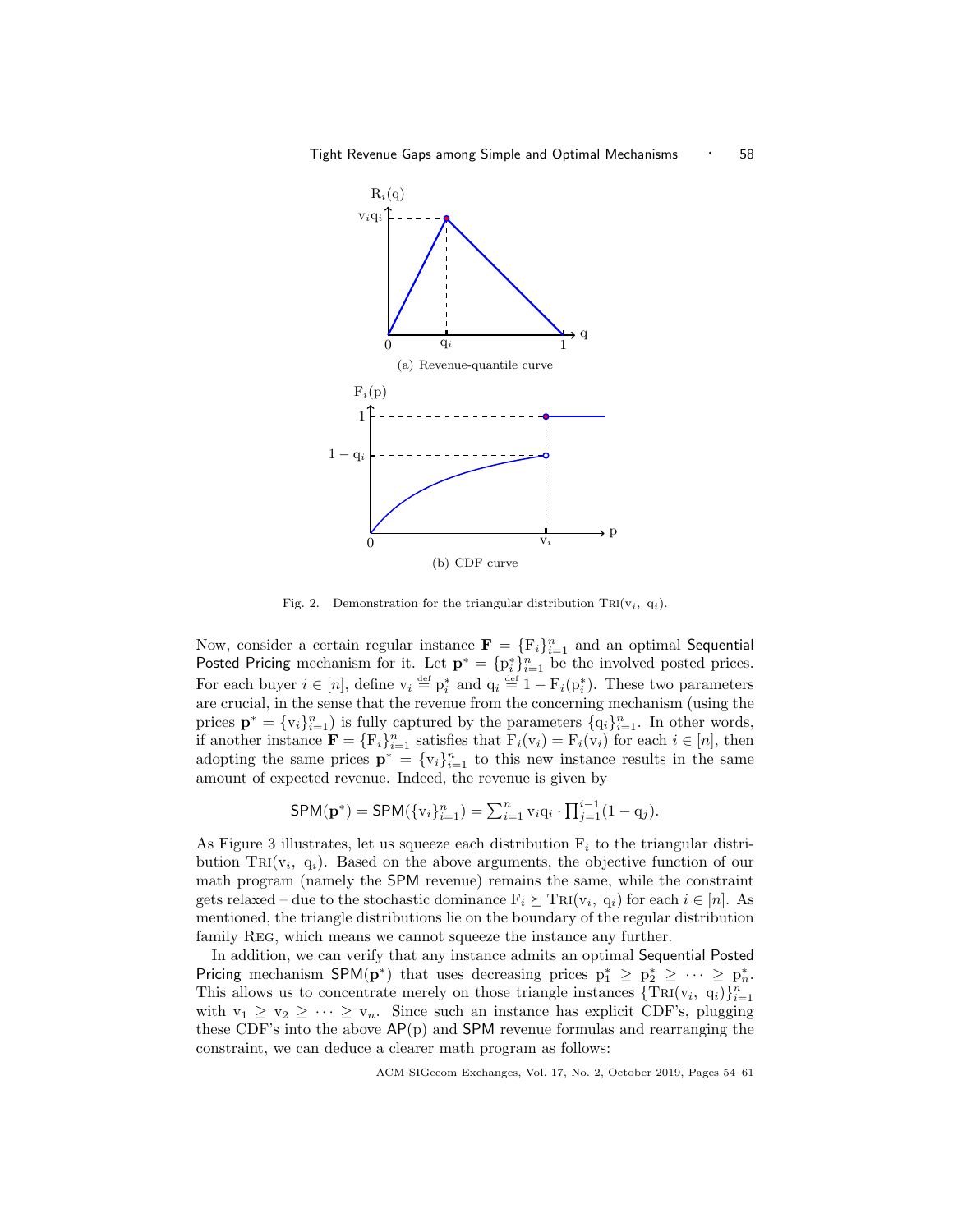(a) Revenue-quantile curve

(b) CDF curve

Fig. 2. Demonstration for the triangular distribution $\text{Tri}(v_i,\ q_i)$.

Now, consider a certain regular instance $\mathbf{F} = \{F_i\}_{i=1}^n$ and an optimal Sequential Posted Pricing mechanism for it. Let $\mathbf{p}^* = \{p_i^*\}_{i=1}^n$ be the involved posted prices. For each buyer $i \in [n]$, define $v_i \stackrel{\text{def}}{=} p_i^*$ and $q_i \stackrel{\text{def}}{=} 1 - F_i(p_i^*)$. These two parameters are crucial, in the sense that the revenue from the concerning mechanism (using the prices $\mathbf{p}^* = \{v_i\}_{i=1}^n$) is fully captured by the parameters $\{q_i\}_{i=1}^n$. In other words, if another instance $\overline{\mathbf{F}} = \{\overline{F}_i\}_{i=1}^n$ satisfies that $\overline{F}_i(v_i) = F_i(v_i)$ for each $i \in [n]$, then adopting the same prices $\mathbf{p}^* = \{v_i\}_{i=1}^n$ to this new instance results in the same amount of expected revenue. Indeed, the revenue is given by

$$\mathsf{SPM}(\mathbf{p}^*) = \mathsf{SPM}(\{v_i\}_{i=1}^n) = \textstyle\sum_{i=1}^n v_i q_i \cdot \prod_{j=1}^{i-1}(1 - q_j).$$

As Figure 3 illustrates, let us squeeze each distribution $F_i$ to the triangular distribution $\text{Tri}(v_i,\ q_i)$. Based on the above arguments, the objective function of our math program (namely the SPM revenue) remains the same, while the constraint gets relaxed – due to the stochastic dominance $F_i \succeq \text{Tri}(v_i,\ q_i)$ for each $i \in [n]$. As mentioned, the triangle distributions lie on the boundary of the regular distribution family Reg, which means we cannot squeeze the instance any further.

In addition, we can verify that any instance admits an optimal Sequential Posted Pricing mechanism $\mathsf{SPM}(\mathbf{p}^*)$ that uses decreasing prices $p_1^* \geq p_2^* \geq \cdots \geq p_n^*$. This allows us to concentrate merely on those triangle instances $\{\text{Tri}(v_i,\ q_i)\}_{i=1}^n$ with $v_1 \geq v_2 \geq \cdots \geq v_n$. Since such an instance has explicit CDF's, plugging these CDF's into the above $\mathsf{AP}(p)$ and $\mathsf{SPM}$ revenue formulas and rearranging the constraint, we can deduce a clearer math program as follows: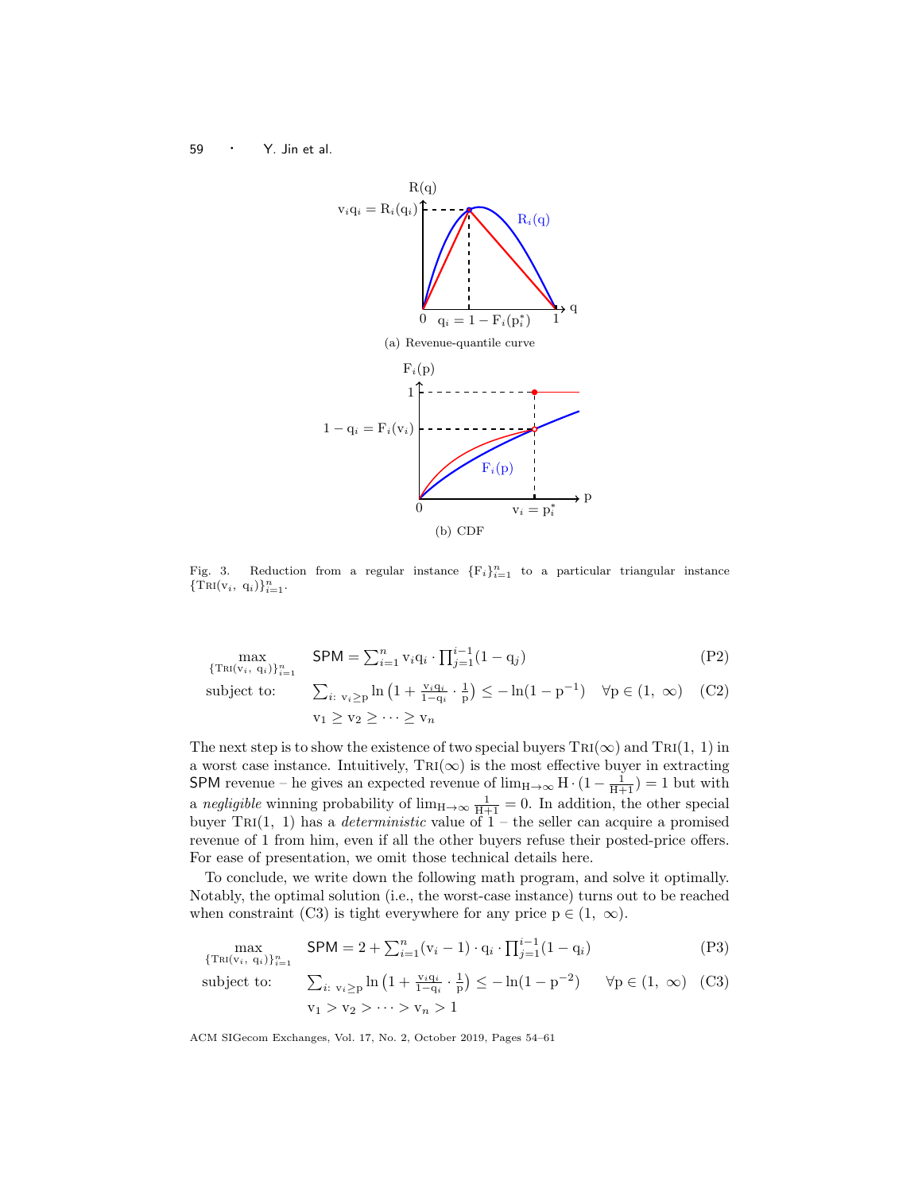Fig. 3. Reduction from a regular instance $\{F_i\}_{i=1}^n$ to a particular triangular instance $\{\textsc{Tri}(v_i,\ q_i)\}_{i=1}^n$.

(a) Revenue-quantile curve

(b) CDF

$$\max_{\{\textsc{Tri}(v_i,\ q_i)\}_{i=1}^n} \quad \mathsf{SPM} = \sum_{i=1}^n v_i q_i \cdot \prod_{j=1}^{i-1}(1 - q_j) \tag{P2}$$

$$\text{subject to:} \quad \sum_{i:\ v_i \geq p} \ln\left(1 + \frac{v_i q_i}{1 - q_i} \cdot \frac{1}{p}\right) \leq -\ln(1 - p^{-1}) \quad \forall p \in (1,\ \infty) \quad \text{(C2)}$$

$$v_1 \geq v_2 \geq \cdots \geq v_n$$

The next step is to show the existence of two special buyers $\textsc{Tri}(\infty)$ and $\textsc{Tri}(1,\ 1)$ in a worst case instance. Intuitively, $\textsc{Tri}(\infty)$ is the most effective buyer in extracting $\mathsf{SPM}$ revenue – he gives an expected revenue of $\lim_{H \to \infty} H \cdot (1 - \frac{1}{H+1}) = 1$ but with a *negligible* winning probability of $\lim_{H \to \infty} \frac{1}{H+1} = 0$. In addition, the other special buyer $\textsc{Tri}(1,\ 1)$ has a *deterministic* value of 1 – the seller can acquire a promised revenue of 1 from him, even if all the other buyers refuse their posted-price offers. For ease of presentation, we omit those technical details here.

To conclude, we write down the following math program, and solve it optimally. Notably, the optimal solution (i.e., the worst-case instance) turns out to be reached when constraint (C3) is tight everywhere for any price $p \in (1,\ \infty)$.

$$\max_{\{\textsc{Tri}(v_i,\ q_i)\}_{i=1}^n} \quad \mathsf{SPM} = 2 + \sum_{i=1}^n (v_i - 1) \cdot q_i \cdot \prod_{j=1}^{i-1}(1 - q_i) \tag{P3}$$

$$\text{subject to:} \quad \sum_{i:\ v_i \geq p} \ln\left(1 + \frac{v_i q_i}{1 - q_i} \cdot \frac{1}{p}\right) \leq -\ln(1 - p^{-2}) \quad \forall p \in (1,\ \infty) \quad \text{(C3)}$$

$$v_1 > v_2 > \cdots > v_n > 1$$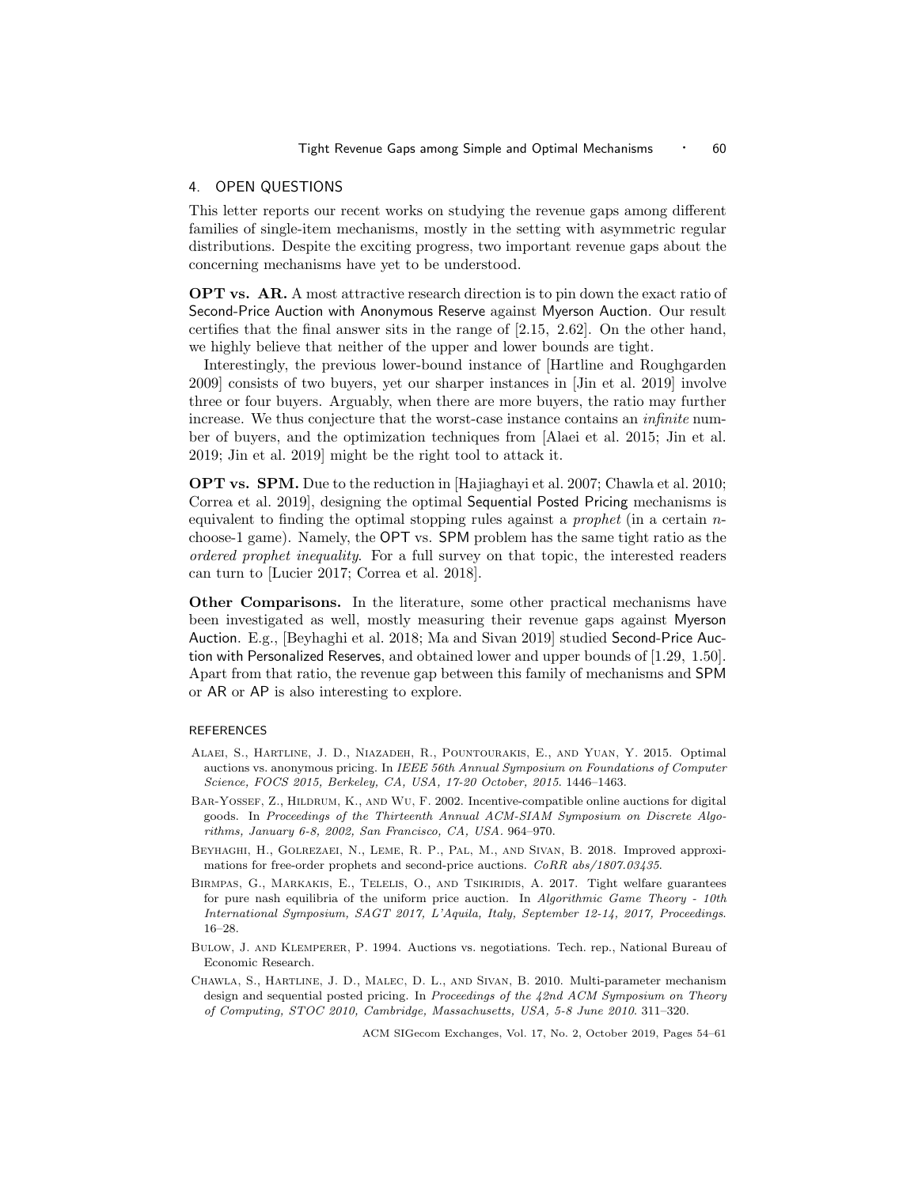## 4. OPEN QUESTIONS

This letter reports our recent works on studying the revenue gaps among different families of single-item mechanisms, mostly in the setting with asymmetric regular distributions. Despite the exciting progress, two important revenue gaps about the concerning mechanisms have yet to be understood.

**OPT vs. AR.** A most attractive research direction is to pin down the exact ratio of Second-Price Auction with Anonymous Reserve against Myerson Auction. Our result certifies that the final answer sits in the range of [2.15, 2.62]. On the other hand, we highly believe that neither of the upper and lower bounds are tight.

Interestingly, the previous lower-bound instance of [Hartline and Roughgarden 2009] consists of two buyers, yet our sharper instances in [Jin et al. 2019] involve three or four buyers. Arguably, when there are more buyers, the ratio may further increase. We thus conjecture that the worst-case instance contains an *infinite* number of buyers, and the optimization techniques from [Alaei et al. 2015; Jin et al. 2019; Jin et al. 2019] might be the right tool to attack it.

**OPT vs. SPM.** Due to the reduction in [Hajiaghayi et al. 2007; Chawla et al. 2010; Correa et al. 2019], designing the optimal Sequential Posted Pricing mechanisms is equivalent to finding the optimal stopping rules against a *prophet* (in a certain $n$-choose-1 game). Namely, the OPT vs. SPM problem has the same tight ratio as the *ordered prophet inequality*. For a full survey on that topic, the interested readers can turn to [Lucier 2017; Correa et al. 2018].

**Other Comparisons.** In the literature, some other practical mechanisms have been investigated as well, mostly measuring their revenue gaps against Myerson Auction. E.g., [Beyhaghi et al. 2018; Ma and Sivan 2019] studied Second-Price Auction with Personalized Reserves, and obtained lower and upper bounds of [1.29, 1.50]. Apart from that ratio, the revenue gap between this family of mechanisms and SPM or AR or AP is also interesting to explore.

## REFERENCES

Alaei, S., Hartline, J. D., Niazadeh, R., Pountourakis, E., and Yuan, Y. 2015. Optimal auctions vs. anonymous pricing. In *IEEE 56th Annual Symposium on Foundations of Computer Science, FOCS 2015, Berkeley, CA, USA, 17-20 October, 2015*. 1446–1463.

Bar-Yossef, Z., Hildrum, K., and Wu, F. 2002. Incentive-compatible online auctions for digital goods. In *Proceedings of the Thirteenth Annual ACM-SIAM Symposium on Discrete Algorithms, January 6-8, 2002, San Francisco, CA, USA*. 964–970.

Beyhaghi, H., Golrezaei, N., Leme, R. P., Pal, M., and Sivan, B. 2018. Improved approximations for free-order prophets and second-price auctions. *CoRR abs/1807.03435*.

Birmpas, G., Markakis, E., Telelis, O., and Tsikiridis, A. 2017. Tight welfare guarantees for pure nash equilibria of the uniform price auction. In *Algorithmic Game Theory - 10th International Symposium, SAGT 2017, L'Aquila, Italy, September 12-14, 2017, Proceedings*. 16–28.

Bulow, J. and Klemperer, P. 1994. Auctions vs. negotiations. Tech. rep., National Bureau of Economic Research.

Chawla, S., Hartline, J. D., Malec, D. L., and Sivan, B. 2010. Multi-parameter mechanism design and sequential posted pricing. In *Proceedings of the 42nd ACM Symposium on Theory of Computing, STOC 2010, Cambridge, Massachusetts, USA, 5-8 June 2010*. 311–320.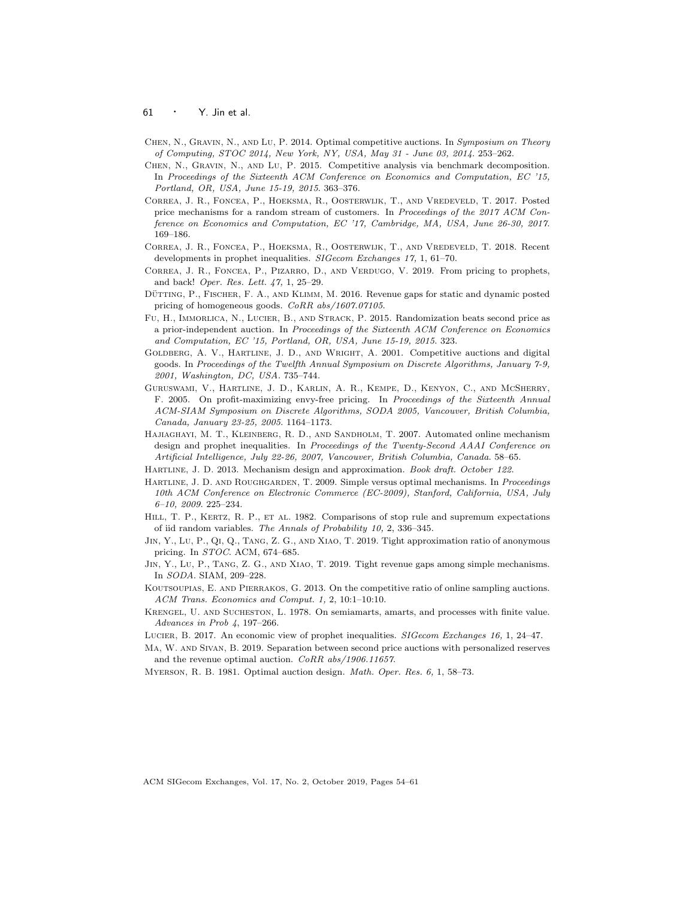Chen, N., Gravin, N., and Lu, P. 2014. Optimal competitive auctions. In *Symposium on Theory of Computing, STOC 2014, New York, NY, USA, May 31 - June 03, 2014*. 253–262.

Chen, N., Gravin, N., and Lu, P. 2015. Competitive analysis via benchmark decomposition. In *Proceedings of the Sixteenth ACM Conference on Economics and Computation, EC '15, Portland, OR, USA, June 15-19, 2015*. 363–376.

Correa, J. R., Foncea, P., Hoeksma, R., Oosterwijk, T., and Vredeveld, T. 2017. Posted price mechanisms for a random stream of customers. In *Proceedings of the 2017 ACM Conference on Economics and Computation, EC '17, Cambridge, MA, USA, June 26-30, 2017*. 169–186.

Correa, J. R., Foncea, P., Hoeksma, R., Oosterwijk, T., and Vredeveld, T. 2018. Recent developments in prophet inequalities. *SIGecom Exchanges 17,* 1, 61–70.

Correa, J. R., Foncea, P., Pizarro, D., and Verdugo, V. 2019. From pricing to prophets, and back! *Oper. Res. Lett. 47,* 1, 25–29.

Dütting, P., Fischer, F. A., and Klimm, M. 2016. Revenue gaps for static and dynamic posted pricing of homogeneous goods. *CoRR abs/1607.07105*.

Fu, H., Immorlica, N., Lucier, B., and Strack, P. 2015. Randomization beats second price as a prior-independent auction. In *Proceedings of the Sixteenth ACM Conference on Economics and Computation, EC '15, Portland, OR, USA, June 15-19, 2015*. 323.

Goldberg, A. V., Hartline, J. D., and Wright, A. 2001. Competitive auctions and digital goods. In *Proceedings of the Twelfth Annual Symposium on Discrete Algorithms, January 7-9, 2001, Washington, DC, USA*. 735–744.

Guruswami, V., Hartline, J. D., Karlin, A. R., Kempe, D., Kenyon, C., and McSherry, F. 2005. On profit-maximizing envy-free pricing. In *Proceedings of the Sixteenth Annual ACM-SIAM Symposium on Discrete Algorithms, SODA 2005, Vancouver, British Columbia, Canada, January 23-25, 2005*. 1164–1173.

Hajiaghayi, M. T., Kleinberg, R. D., and Sandholm, T. 2007. Automated online mechanism design and prophet inequalities. In *Proceedings of the Twenty-Second AAAI Conference on Artificial Intelligence, July 22-26, 2007, Vancouver, British Columbia, Canada*. 58–65.

Hartline, J. D. 2013. Mechanism design and approximation. *Book draft. October 122*.

Hartline, J. D. and Roughgarden, T. 2009. Simple versus optimal mechanisms. In *Proceedings 10th ACM Conference on Electronic Commerce (EC-2009), Stanford, California, USA, July 6–10, 2009*. 225–234.

Hill, T. P., Kertz, R. P., et al. 1982. Comparisons of stop rule and supremum expectations of iid random variables. *The Annals of Probability 10,* 2, 336–345.

Jin, Y., Lu, P., Qi, Q., Tang, Z. G., and Xiao, T. 2019. Tight approximation ratio of anonymous pricing. In *STOC*. ACM, 674–685.

Jin, Y., Lu, P., Tang, Z. G., and Xiao, T. 2019. Tight revenue gaps among simple mechanisms. In *SODA*. SIAM, 209–228.

Koutsoupias, E. and Pierrakos, G. 2013. On the competitive ratio of online sampling auctions. *ACM Trans. Economics and Comput. 1,* 2, 10:1–10:10.

Krengel, U. and Sucheston, L. 1978. On semiamarts, amarts, and processes with finite value. *Advances in Prob 4*, 197–266.

Lucier, B. 2017. An economic view of prophet inequalities. *SIGecom Exchanges 16,* 1, 24–47.

Ma, W. and Sivan, B. 2019. Separation between second price auctions with personalized reserves and the revenue optimal auction. *CoRR abs/1906.11657*.

Myerson, R. B. 1981. Optimal auction design. *Math. Oper. Res. 6,* 1, 58–73.